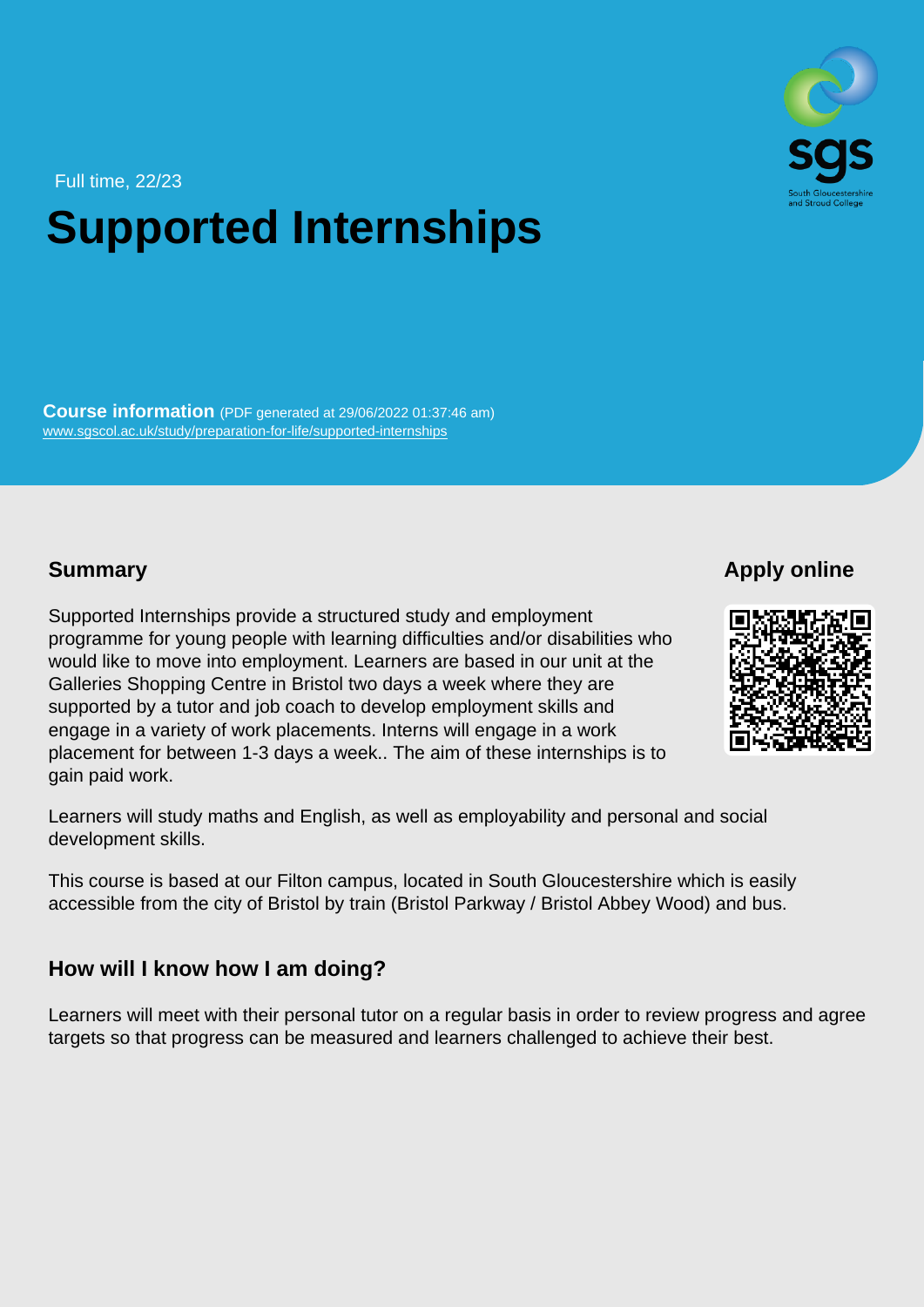Full time, 22/23

# Supported Internships

**Course information** (PDF generated at 29/06/2022 01:37:46 am)
www.sgscol.ac.uk/study/preparation-for-life/supported-internships

## Summary

Supported Internships provide a structured study and employment programme for young people with learning difficulties and/or disabilities who would like to move into employment. Learners are based in our unit at the Galleries Shopping Centre in Bristol two days a week where they are supported by a tutor and job coach to develop employment skills and engage in a variety of work placements. Interns will engage in a work placement for between 1-3 days a week.. The aim of these internships is to gain paid work.

Learners will study maths and English, as well as employability and personal and social development skills.

This course is based at our Filton campus, located in South Gloucestershire which is easily accessible from the city of Bristol by train (Bristol Parkway / Bristol Abbey Wood) and bus.

## Apply online

## How will I know how I am doing?

Learners will meet with their personal tutor on a regular basis in order to review progress and agree targets so that progress can be measured and learners challenged to achieve their best.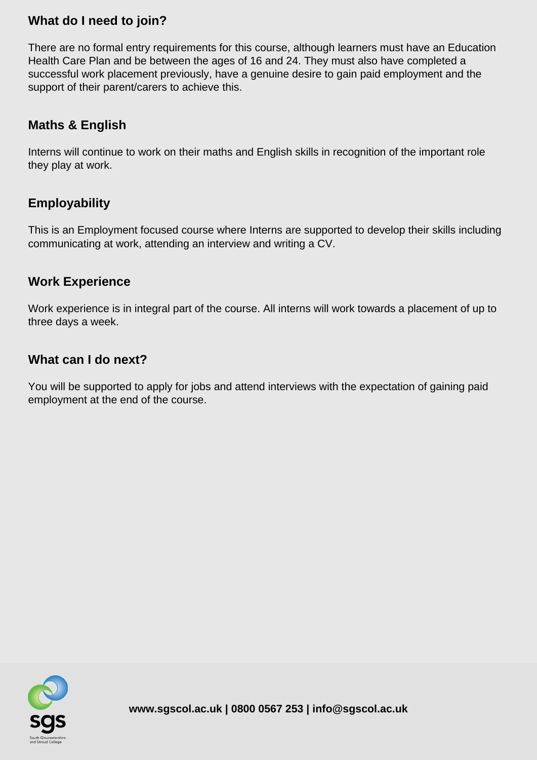## What do I need to join?

There are no formal entry requirements for this course, although learners must have an Education Health Care Plan and be between the ages of 16 and 24. They must also have completed a successful work placement previously, have a genuine desire to gain paid employment and the support of their parent/carers to achieve this.

## Maths & English

Interns will continue to work on their maths and English skills in recognition of the important role they play at work.

## Employability

This is an Employment focused course where Interns are supported to develop their skills including communicating at work, attending an interview and writing a CV.

## Work Experience

Work experience is in integral part of the course. All interns will work towards a placement of up to three days a week.

## What can I do next?

You will be supported to apply for jobs and attend interviews with the expectation of gaining paid employment at the end of the course.

sgs
South Gloucestershire and Stroud College

**www.sgscol.ac.uk | 0800 0567 253 | info@sgscol.ac.uk**